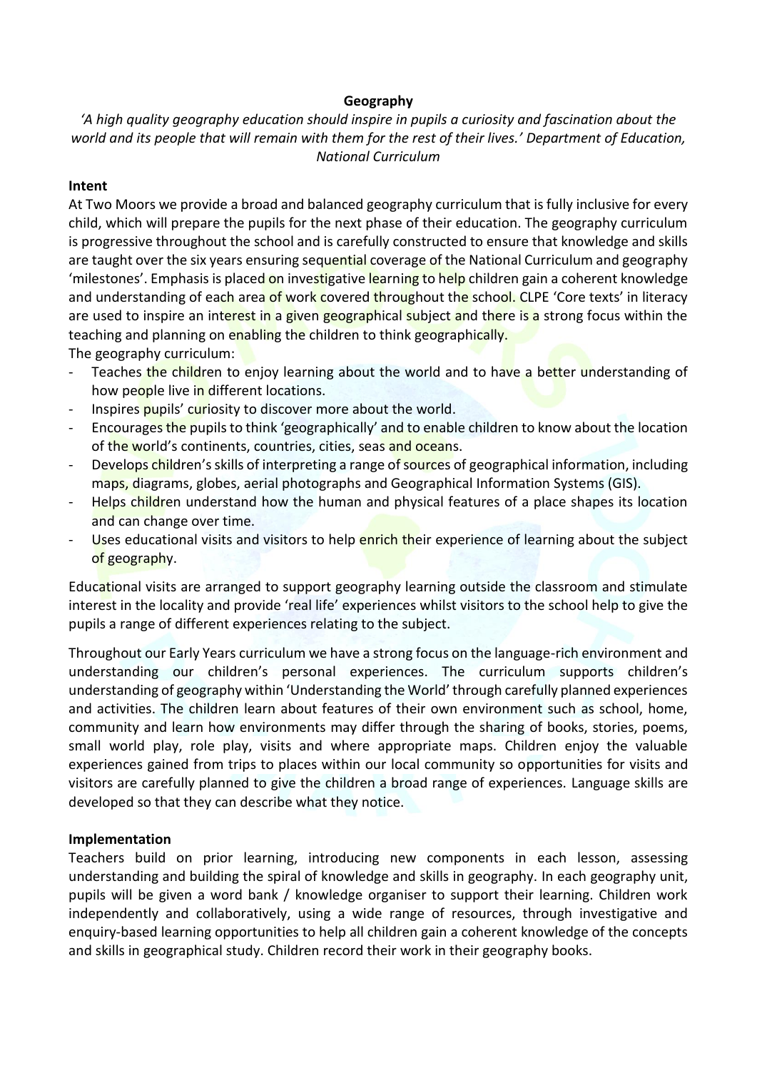# Geography

*'A high quality geography education should inspire in pupils a curiosity and fascination about the world and its people that will remain with them for the rest of their lives.' Department of Education, National Curriculum*

## Intent

At Two Moors we provide a broad and balanced geography curriculum that is fully inclusive for every child, which will prepare the pupils for the next phase of their education. The geography curriculum is progressive throughout the school and is carefully constructed to ensure that knowledge and skills are taught over the six years ensuring sequential coverage of the National Curriculum and geography 'milestones'. Emphasis is placed on investigative learning to help children gain a coherent knowledge and understanding of each area of work covered throughout the school. CLPE 'Core texts' in literacy are used to inspire an interest in a given geographical subject and there is a strong focus within the teaching and planning on enabling the children to think geographically.

The geography curriculum:

- Teaches the children to enjoy learning about the world and to have a better understanding of how people live in different locations.
- Inspires pupils' curiosity to discover more about the world.
- Encourages the pupils to think 'geographically' and to enable children to know about the location of the world's continents, countries, cities, seas and oceans.
- Develops children's skills of interpreting a range of sources of geographical information, including maps, diagrams, globes, aerial photographs and Geographical Information Systems (GIS).
- Helps children understand how the human and physical features of a place shapes its location and can change over time.
- Uses educational visits and visitors to help enrich their experience of learning about the subject of geography.

Educational visits are arranged to support geography learning outside the classroom and stimulate interest in the locality and provide 'real life' experiences whilst visitors to the school help to give the pupils a range of different experiences relating to the subject.

Throughout our Early Years curriculum we have a strong focus on the language-rich environment and understanding our children's personal experiences. The curriculum supports children's understanding of geography within 'Understanding the World' through carefully planned experiences and activities. The children learn about features of their own environment such as school, home, community and learn how environments may differ through the sharing of books, stories, poems, small world play, role play, visits and where appropriate maps. Children enjoy the valuable experiences gained from trips to places within our local community so opportunities for visits and visitors are carefully planned to give the children a broad range of experiences. Language skills are developed so that they can describe what they notice.

## Implementation

Teachers build on prior learning, introducing new components in each lesson, assessing understanding and building the spiral of knowledge and skills in geography. In each geography unit, pupils will be given a word bank / knowledge organiser to support their learning. Children work independently and collaboratively, using a wide range of resources, through investigative and enquiry-based learning opportunities to help all children gain a coherent knowledge of the concepts and skills in geographical study. Children record their work in their geography books.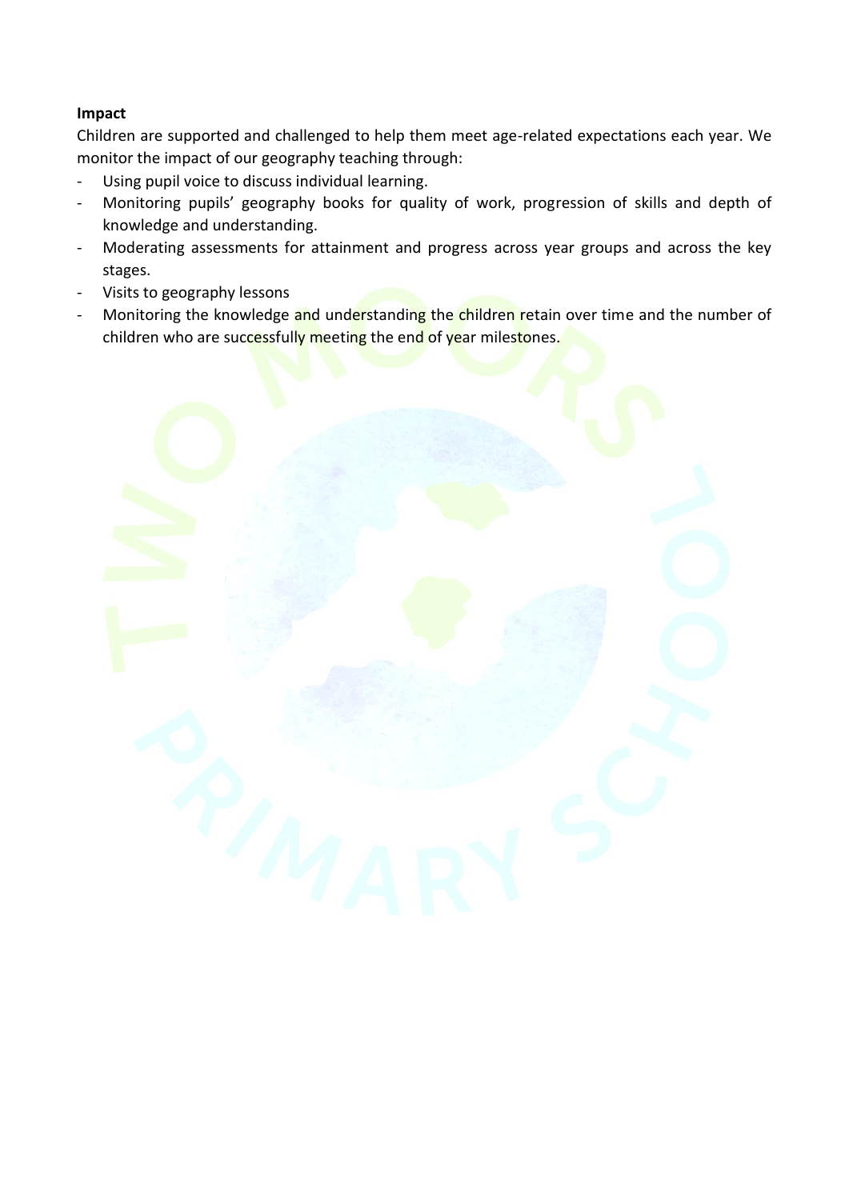**Impact**

Children are supported and challenged to help them meet age-related expectations each year. We monitor the impact of our geography teaching through:

- Using pupil voice to discuss individual learning.
- Monitoring pupils' geography books for quality of work, progression of skills and depth of knowledge and understanding.
- Moderating assessments for attainment and progress across year groups and across the key stages.
- Visits to geography lessons
- Monitoring the knowledge and understanding the children retain over time and the number of children who are successfully meeting the end of year milestones.